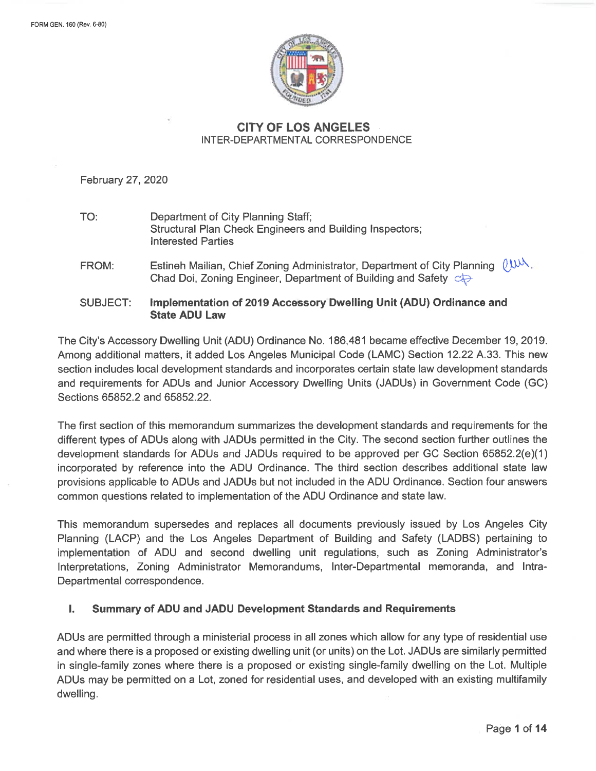FORM GEN. 160 (Rev. 6-80)

# CITY OF LOS ANGELES

INTER-DEPARTMENTAL CORRESPONDENCE

February 27, 2020

TO: Department of City Planning Staff;
Structural Plan Check Engineers and Building Inspectors;
Interested Parties

FROM: Estineh Mailian, Chief Zoning Administrator, Department of City Planning
Chad Doi, Zoning Engineer, Department of Building and Safety

SUBJECT: **Implementation of 2019 Accessory Dwelling Unit (ADU) Ordinance and State ADU Law**

The City's Accessory Dwelling Unit (ADU) Ordinance No. 186,481 became effective December 19, 2019. Among additional matters, it added Los Angeles Municipal Code (LAMC) Section 12.22 A.33. This new section includes local development standards and incorporates certain state law development standards and requirements for ADUs and Junior Accessory Dwelling Units (JADUs) in Government Code (GC) Sections 65852.2 and 65852.22.

The first section of this memorandum summarizes the development standards and requirements for the different types of ADUs along with JADUs permitted in the City. The second section further outlines the development standards for ADUs and JADUs required to be approved per GC Section 65852.2(e)(1) incorporated by reference into the ADU Ordinance. The third section describes additional state law provisions applicable to ADUs and JADUs but not included in the ADU Ordinance. Section four answers common questions related to implementation of the ADU Ordinance and state law.

This memorandum supersedes and replaces all documents previously issued by Los Angeles City Planning (LACP) and the Los Angeles Department of Building and Safety (LADBS) pertaining to implementation of ADU and second dwelling unit regulations, such as Zoning Administrator's Interpretations, Zoning Administrator Memorandums, Inter-Departmental memoranda, and Intra-Departmental correspondence.

## I. Summary of ADU and JADU Development Standards and Requirements

ADUs are permitted through a ministerial process in all zones which allow for any type of residential use and where there is a proposed or existing dwelling unit (or units) on the Lot. JADUs are similarly permitted in single-family zones where there is a proposed or existing single-family dwelling on the Lot. Multiple ADUs may be permitted on a Lot, zoned for residential uses, and developed with an existing multifamily dwelling.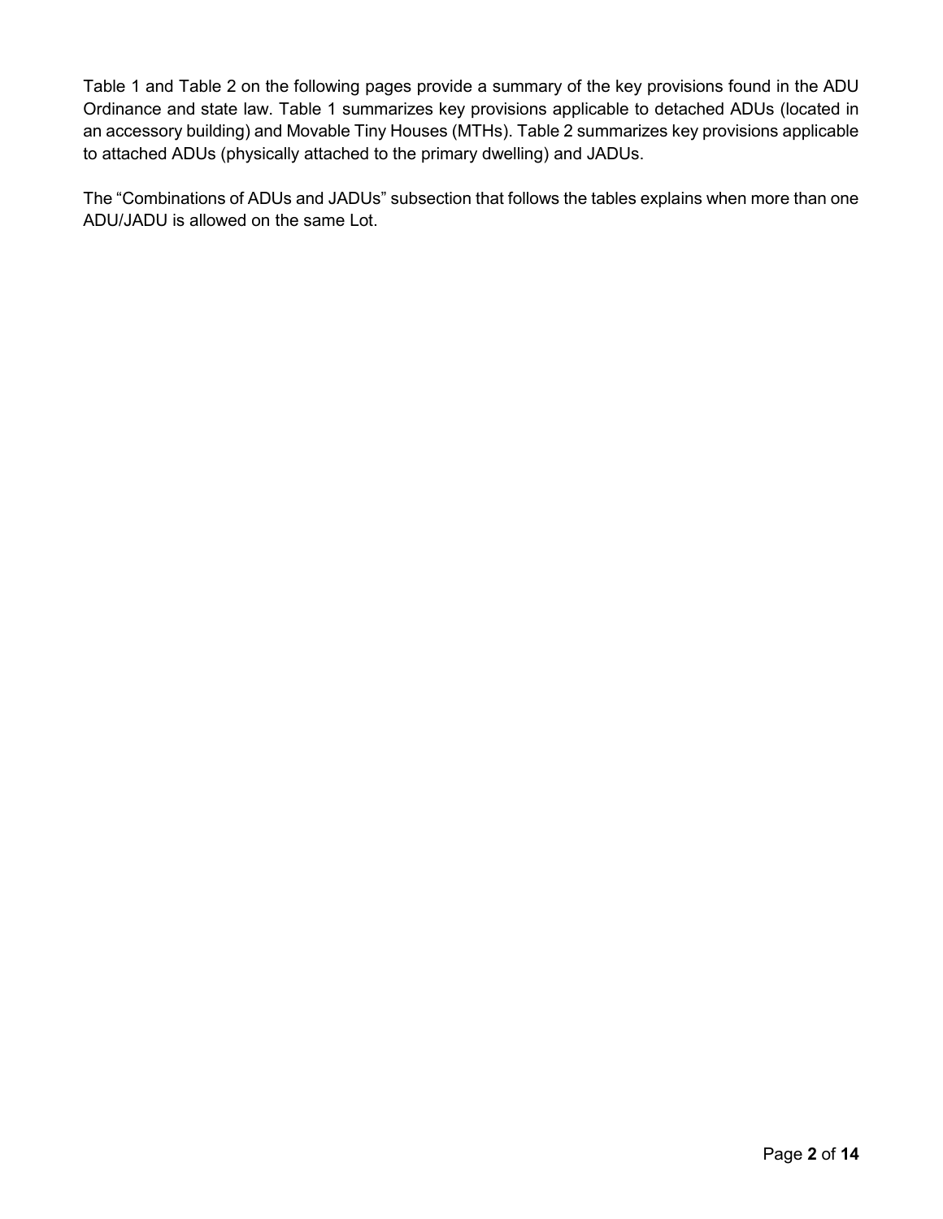Table 1 and Table 2 on the following pages provide a summary of the key provisions found in the ADU Ordinance and state law. Table 1 summarizes key provisions applicable to detached ADUs (located in an accessory building) and Movable Tiny Houses (MTHs). Table 2 summarizes key provisions applicable to attached ADUs (physically attached to the primary dwelling) and JADUs.

The "Combinations of ADUs and JADUs" subsection that follows the tables explains when more than one ADU/JADU is allowed on the same Lot.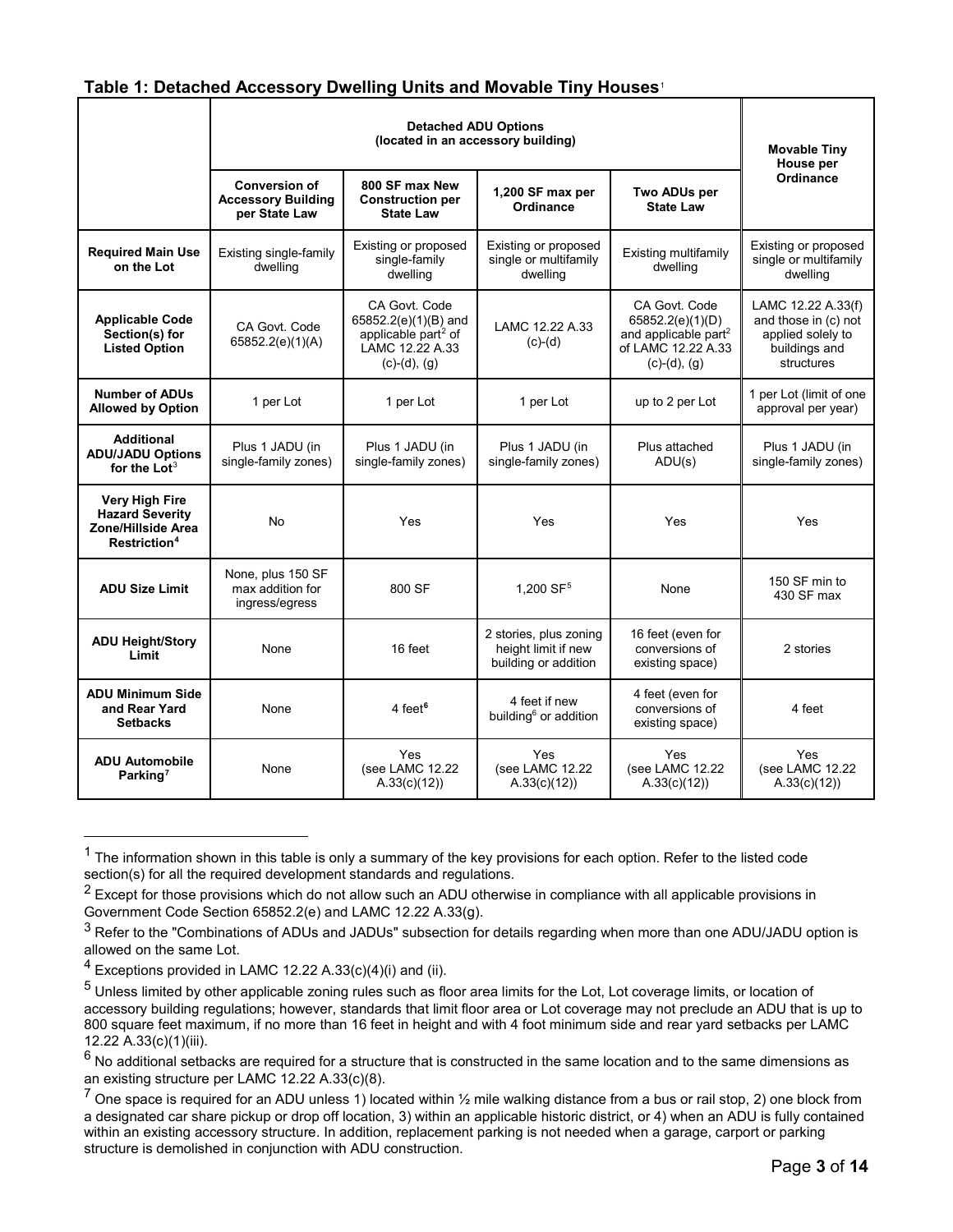### Table 1: Detached Accessory Dwelling Units and Movable Tiny Houses[1]

| | Detached ADU Options (located in an accessory building) | | | | Movable Tiny House per Ordinance |
|---|---|---|---|---|---|
| | **Conversion of Accessory Building per State Law** | **800 SF max New Construction per State Law** | **1,200 SF max per Ordinance** | **Two ADUs per State Law** | |
| **Required Main Use on the Lot** | Existing single-family dwelling | Existing or proposed single-family dwelling | Existing or proposed single or multifamily dwelling | Existing multifamily dwelling | Existing or proposed single or multifamily dwelling |
| **Applicable Code Section(s) for Listed Option** | CA Govt. Code 65852.2(e)(1)(A) | CA Govt. Code 65852.2(e)(1)(B) and applicable part[2] of LAMC 12.22 A.33 (c)-(d), (g) | LAMC 12.22 A.33 (c)-(d) | CA Govt. Code 65852.2(e)(1)(D) and applicable part[2] of LAMC 12.22 A.33 (c)-(d), (g) | LAMC 12.22 A.33(f) and those in (c) not applied solely to buildings and structures |
| **Number of ADUs Allowed by Option** | 1 per Lot | 1 per Lot | 1 per Lot | up to 2 per Lot | 1 per Lot (limit of one approval per year) |
| **Additional ADU/JADU Options for the Lot**[3] | Plus 1 JADU (in single-family zones) | Plus 1 JADU (in single-family zones) | Plus 1 JADU (in single-family zones) | Plus attached ADU(s) | Plus 1 JADU (in single-family zones) |
| **Very High Fire Hazard Severity Zone/Hillside Area Restriction**[4] | No | Yes | Yes | Yes | Yes |
| **ADU Size Limit** | None, plus 150 SF max addition for ingress/egress | 800 SF | 1,200 SF[5] | None | 150 SF min to 430 SF max |
| **ADU Height/Story Limit** | None | 16 feet | 2 stories, plus zoning height limit if new building or addition | 16 feet (even for conversions of existing space) | 2 stories |
| **ADU Minimum Side and Rear Yard Setbacks** | None | 4 feet[6] | 4 feet if new building[6] or addition | 4 feet (even for conversions of existing space) | 4 feet |
| **ADU Automobile Parking**[7] | None | Yes (see LAMC 12.22 A.33(c)(12)) | Yes (see LAMC 12.22 A.33(c)(12)) | Yes (see LAMC 12.22 A.33(c)(12)) | Yes (see LAMC 12.22 A.33(c)(12)) |

[1] The information shown in this table is only a summary of the key provisions for each option. Refer to the listed code section(s) for all the required development standards and regulations.

[2] Except for those provisions which do not allow such an ADU otherwise in compliance with all applicable provisions in Government Code Section 65852.2(e) and LAMC 12.22 A.33(g).

[3] Refer to the "Combinations of ADUs and JADUs" subsection for details regarding when more than one ADU/JADU option is allowed on the same Lot.

[4] Exceptions provided in LAMC 12.22 A.33(c)(4)(i) and (ii).

[5] Unless limited by other applicable zoning rules such as floor area limits for the Lot, Lot coverage limits, or location of accessory building regulations; however, standards that limit floor area or Lot coverage may not preclude an ADU that is up to 800 square feet maximum, if no more than 16 feet in height and with 4 foot minimum side and rear yard setbacks per LAMC 12.22 A.33(c)(1)(iii).

[6] No additional setbacks are required for a structure that is constructed in the same location and to the same dimensions as an existing structure per LAMC 12.22 A.33(c)(8).

[7] One space is required for an ADU unless 1) located within ½ mile walking distance from a bus or rail stop, 2) one block from a designated car share pickup or drop off location, 3) within an applicable historic district, or 4) when an ADU is fully contained within an existing accessory structure. In addition, replacement parking is not needed when a garage, carport or parking structure is demolished in conjunction with ADU construction.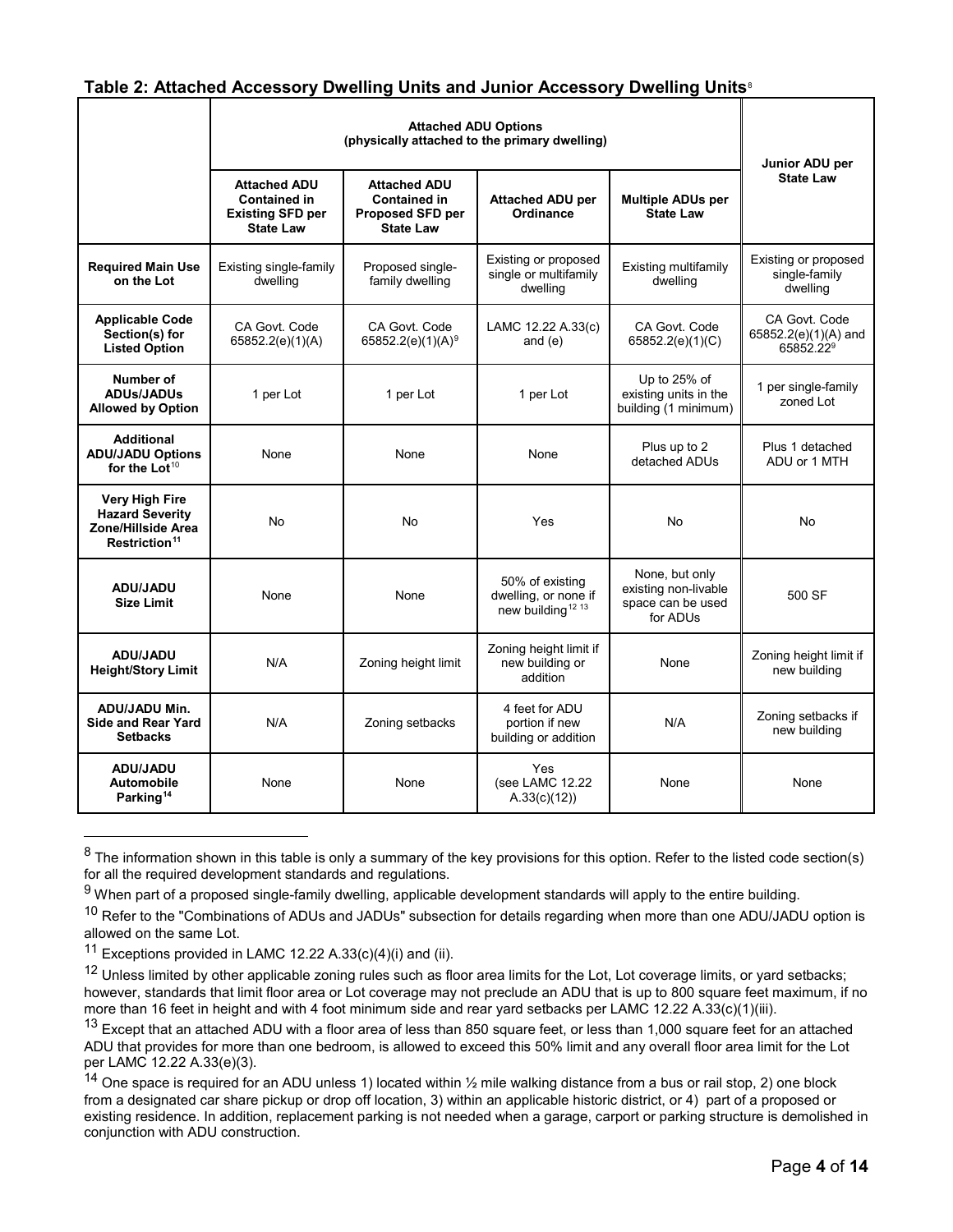### Table 2: Attached Accessory Dwelling Units and Junior Accessory Dwelling Units[8]

| | Attached ADU Options (physically attached to the primary dwelling) | | | | Junior ADU per State Law |
|---|---|---|---|---|---|
| | **Attached ADU Contained in Existing SFD per State Law** | **Attached ADU Contained in Proposed SFD per State Law** | **Attached ADU per Ordinance** | **Multiple ADUs per State Law** | |
| **Required Main Use on the Lot** | Existing single-family dwelling | Proposed single-family dwelling | Existing or proposed single or multifamily dwelling | Existing multifamily dwelling | Existing or proposed single-family dwelling |
| **Applicable Code Section(s) for Listed Option** | CA Govt. Code 65852.2(e)(1)(A) | CA Govt. Code 65852.2(e)(1)(A)[9] | LAMC 12.22 A.33(c) and (e) | CA Govt. Code 65852.2(e)(1)(C) | CA Govt. Code 65852.2(e)(1)(A) and 65852.22[9] |
| **Number of ADUs/JADUs Allowed by Option** | 1 per Lot | 1 per Lot | 1 per Lot | Up to 25% of existing units in the building (1 minimum) | 1 per single-family zoned Lot |
| **Additional ADU/JADU Options for the Lot**[10] | None | None | None | Plus up to 2 detached ADUs | Plus 1 detached ADU or 1 MTH |
| **Very High Fire Hazard Severity Zone/Hillside Area Restriction**[11] | No | No | Yes | No | No |
| **ADU/JADU Size Limit** | None | None | 50% of existing dwelling, or none if new building[12 13] | None, but only existing non-livable space can be used for ADUs | 500 SF |
| **ADU/JADU Height/Story Limit** | N/A | Zoning height limit | Zoning height limit if new building or addition | None | Zoning height limit if new building |
| **ADU/JADU Min. Side and Rear Yard Setbacks** | N/A | Zoning setbacks | 4 feet for ADU portion if new building or addition | N/A | Zoning setbacks if new building |
| **ADU/JADU Automobile Parking**[14] | None | None | Yes (see LAMC 12.22 A.33(c)(12)) | None | None |

---

[8] The information shown in this table is only a summary of the key provisions for this option. Refer to the listed code section(s) for all the required development standards and regulations.

[9] When part of a proposed single-family dwelling, applicable development standards will apply to the entire building.

[10] Refer to the "Combinations of ADUs and JADUs" subsection for details regarding when more than one ADU/JADU option is allowed on the same Lot.

[11] Exceptions provided in LAMC 12.22 A.33(c)(4)(i) and (ii).

[12] Unless limited by other applicable zoning rules such as floor area limits for the Lot, Lot coverage limits, or yard setbacks; however, standards that limit floor area or Lot coverage may not preclude an ADU that is up to 800 square feet maximum, if no more than 16 feet in height and with 4 foot minimum side and rear yard setbacks per LAMC 12.22 A.33(c)(1)(iii).

[13] Except that an attached ADU with a floor area of less than 850 square feet, or less than 1,000 square feet for an attached ADU that provides for more than one bedroom, is allowed to exceed this 50% limit and any overall floor area limit for the Lot per LAMC 12.22 A.33(e)(3).

[14] One space is required for an ADU unless 1) located within ½ mile walking distance from a bus or rail stop, 2) one block from a designated car share pickup or drop off location, 3) within an applicable historic district, or 4) part of a proposed or existing residence. In addition, replacement parking is not needed when a garage, carport or parking structure is demolished in conjunction with ADU construction.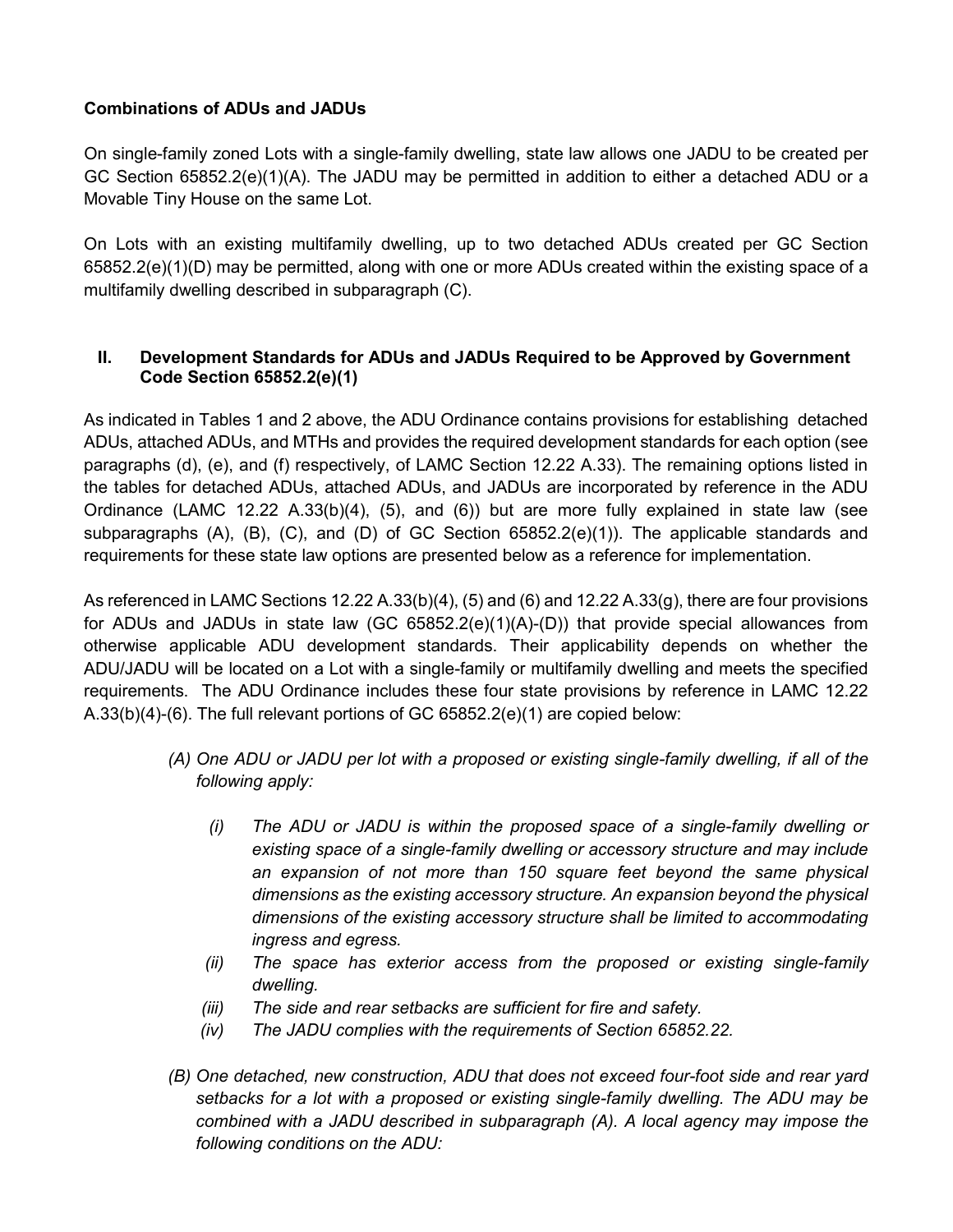**Combinations of ADUs and JADUs**

On single-family zoned Lots with a single-family dwelling, state law allows one JADU to be created per GC Section 65852.2(e)(1)(A). The JADU may be permitted in addition to either a detached ADU or a Movable Tiny House on the same Lot.

On Lots with an existing multifamily dwelling, up to two detached ADUs created per GC Section 65852.2(e)(1)(D) may be permitted, along with one or more ADUs created within the existing space of a multifamily dwelling described in subparagraph (C).

## II. Development Standards for ADUs and JADUs Required to be Approved by Government Code Section 65852.2(e)(1)

As indicated in Tables 1 and 2 above, the ADU Ordinance contains provisions for establishing detached ADUs, attached ADUs, and MTHs and provides the required development standards for each option (see paragraphs (d), (e), and (f) respectively, of LAMC Section 12.22 A.33). The remaining options listed in the tables for detached ADUs, attached ADUs, and JADUs are incorporated by reference in the ADU Ordinance (LAMC 12.22 A.33(b)(4), (5), and (6)) but are more fully explained in state law (see subparagraphs (A), (B), (C), and (D) of GC Section 65852.2(e)(1)). The applicable standards and requirements for these state law options are presented below as a reference for implementation.

As referenced in LAMC Sections 12.22 A.33(b)(4), (5) and (6) and 12.22 A.33(g), there are four provisions for ADUs and JADUs in state law (GC 65852.2(e)(1)(A)-(D)) that provide special allowances from otherwise applicable ADU development standards. Their applicability depends on whether the ADU/JADU will be located on a Lot with a single-family or multifamily dwelling and meets the specified requirements. The ADU Ordinance includes these four state provisions by reference in LAMC 12.22 A.33(b)(4)-(6). The full relevant portions of GC 65852.2(e)(1) are copied below:

> *(A) One ADU or JADU per lot with a proposed or existing single-family dwelling, if all of the following apply:*
>
> *(i) The ADU or JADU is within the proposed space of a single-family dwelling or existing space of a single-family dwelling or accessory structure and may include an expansion of not more than 150 square feet beyond the same physical dimensions as the existing accessory structure. An expansion beyond the physical dimensions of the existing accessory structure shall be limited to accommodating ingress and egress.*
>
> *(ii) The space has exterior access from the proposed or existing single-family dwelling.*
>
> *(iii) The side and rear setbacks are sufficient for fire and safety.*
>
> *(iv) The JADU complies with the requirements of Section 65852.22.*
>
> *(B) One detached, new construction, ADU that does not exceed four-foot side and rear yard setbacks for a lot with a proposed or existing single-family dwelling. The ADU may be combined with a JADU described in subparagraph (A). A local agency may impose the following conditions on the ADU:*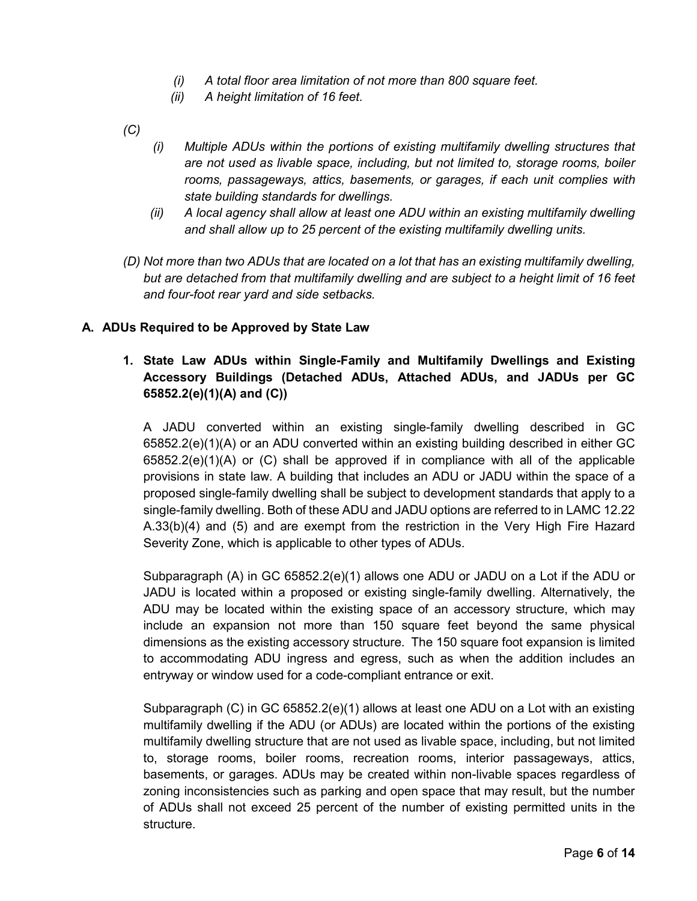*(i) A total floor area limitation of not more than 800 square feet.*

*(ii) A height limitation of 16 feet.*

*(C)*

*(i) Multiple ADUs within the portions of existing multifamily dwelling structures that are not used as livable space, including, but not limited to, storage rooms, boiler rooms, passageways, attics, basements, or garages, if each unit complies with state building standards for dwellings.*

*(ii) A local agency shall allow at least one ADU within an existing multifamily dwelling and shall allow up to 25 percent of the existing multifamily dwelling units.*

*(D) Not more than two ADUs that are located on a lot that has an existing multifamily dwelling, but are detached from that multifamily dwelling and are subject to a height limit of 16 feet and four-foot rear yard and side setbacks.*

## A. ADUs Required to be Approved by State Law

### 1. State Law ADUs within Single-Family and Multifamily Dwellings and Existing Accessory Buildings (Detached ADUs, Attached ADUs, and JADUs per GC 65852.2(e)(1)(A) and (C))

A JADU converted within an existing single-family dwelling described in GC 65852.2(e)(1)(A) or an ADU converted within an existing building described in either GC 65852.2(e)(1)(A) or (C) shall be approved if in compliance with all of the applicable provisions in state law. A building that includes an ADU or JADU within the space of a proposed single-family dwelling shall be subject to development standards that apply to a single-family dwelling. Both of these ADU and JADU options are referred to in LAMC 12.22 A.33(b)(4) and (5) and are exempt from the restriction in the Very High Fire Hazard Severity Zone, which is applicable to other types of ADUs.

Subparagraph (A) in GC 65852.2(e)(1) allows one ADU or JADU on a Lot if the ADU or JADU is located within a proposed or existing single-family dwelling. Alternatively, the ADU may be located within the existing space of an accessory structure, which may include an expansion not more than 150 square feet beyond the same physical dimensions as the existing accessory structure. The 150 square foot expansion is limited to accommodating ADU ingress and egress, such as when the addition includes an entryway or window used for a code-compliant entrance or exit.

Subparagraph (C) in GC 65852.2(e)(1) allows at least one ADU on a Lot with an existing multifamily dwelling if the ADU (or ADUs) are located within the portions of the existing multifamily dwelling structure that are not used as livable space, including, but not limited to, storage rooms, boiler rooms, recreation rooms, interior passageways, attics, basements, or garages. ADUs may be created within non-livable spaces regardless of zoning inconsistencies such as parking and open space that may result, but the number of ADUs shall not exceed 25 percent of the number of existing permitted units in the structure.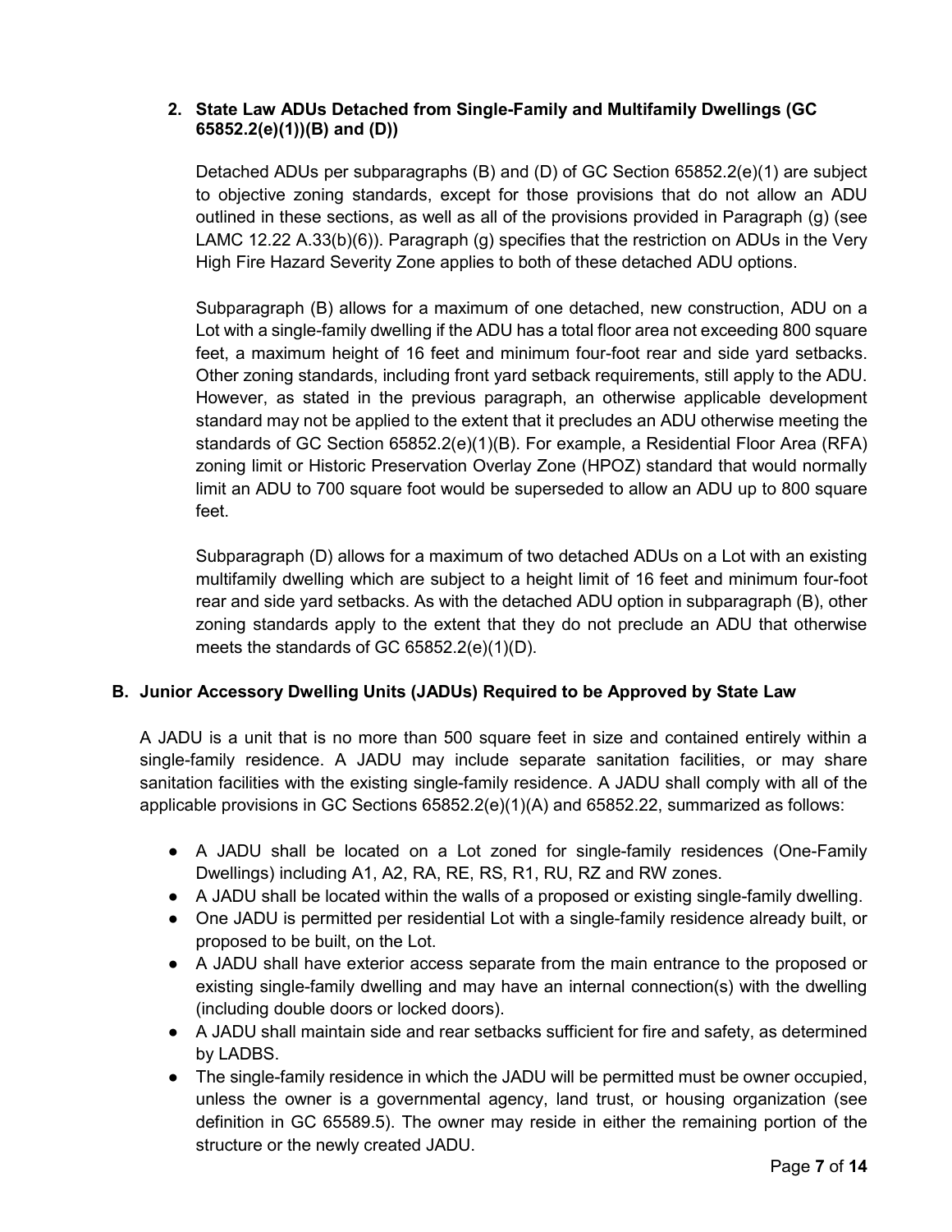### 2. State Law ADUs Detached from Single-Family and Multifamily Dwellings (GC 65852.2(e)(1))(B) and (D))

Detached ADUs per subparagraphs (B) and (D) of GC Section 65852.2(e)(1) are subject to objective zoning standards, except for those provisions that do not allow an ADU outlined in these sections, as well as all of the provisions provided in Paragraph (g) (see LAMC 12.22 A.33(b)(6)). Paragraph (g) specifies that the restriction on ADUs in the Very High Fire Hazard Severity Zone applies to both of these detached ADU options.

Subparagraph (B) allows for a maximum of one detached, new construction, ADU on a Lot with a single-family dwelling if the ADU has a total floor area not exceeding 800 square feet, a maximum height of 16 feet and minimum four-foot rear and side yard setbacks. Other zoning standards, including front yard setback requirements, still apply to the ADU. However, as stated in the previous paragraph, an otherwise applicable development standard may not be applied to the extent that it precludes an ADU otherwise meeting the standards of GC Section 65852.2(e)(1)(B). For example, a Residential Floor Area (RFA) zoning limit or Historic Preservation Overlay Zone (HPOZ) standard that would normally limit an ADU to 700 square foot would be superseded to allow an ADU up to 800 square feet.

Subparagraph (D) allows for a maximum of two detached ADUs on a Lot with an existing multifamily dwelling which are subject to a height limit of 16 feet and minimum four-foot rear and side yard setbacks. As with the detached ADU option in subparagraph (B), other zoning standards apply to the extent that they do not preclude an ADU that otherwise meets the standards of GC 65852.2(e)(1)(D).

## B. Junior Accessory Dwelling Units (JADUs) Required to be Approved by State Law

A JADU is a unit that is no more than 500 square feet in size and contained entirely within a single-family residence. A JADU may include separate sanitation facilities, or may share sanitation facilities with the existing single-family residence. A JADU shall comply with all of the applicable provisions in GC Sections 65852.2(e)(1)(A) and 65852.22, summarized as follows:

- A JADU shall be located on a Lot zoned for single-family residences (One-Family Dwellings) including A1, A2, RA, RE, RS, R1, RU, RZ and RW zones.
- A JADU shall be located within the walls of a proposed or existing single-family dwelling.
- One JADU is permitted per residential Lot with a single-family residence already built, or proposed to be built, on the Lot.
- A JADU shall have exterior access separate from the main entrance to the proposed or existing single-family dwelling and may have an internal connection(s) with the dwelling (including double doors or locked doors).
- A JADU shall maintain side and rear setbacks sufficient for fire and safety, as determined by LADBS.
- The single-family residence in which the JADU will be permitted must be owner occupied, unless the owner is a governmental agency, land trust, or housing organization (see definition in GC 65589.5). The owner may reside in either the remaining portion of the structure or the newly created JADU.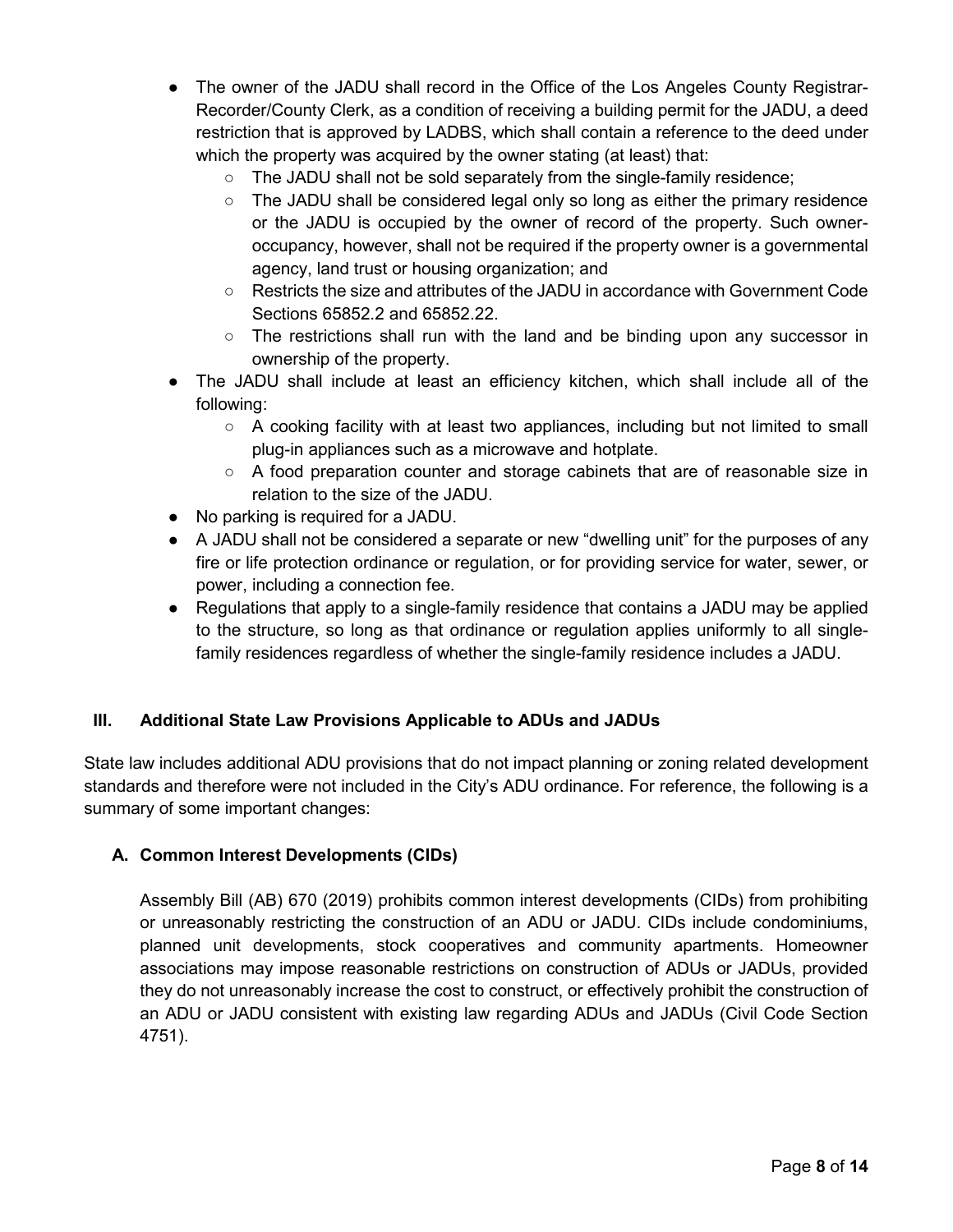- The owner of the JADU shall record in the Office of the Los Angeles County Registrar-Recorder/County Clerk, as a condition of receiving a building permit for the JADU, a deed restriction that is approved by LADBS, which shall contain a reference to the deed under which the property was acquired by the owner stating (at least) that:
  - The JADU shall not be sold separately from the single-family residence;
  - The JADU shall be considered legal only so long as either the primary residence or the JADU is occupied by the owner of record of the property. Such owner-occupancy, however, shall not be required if the property owner is a governmental agency, land trust or housing organization; and
  - Restricts the size and attributes of the JADU in accordance with Government Code Sections 65852.2 and 65852.22.
  - The restrictions shall run with the land and be binding upon any successor in ownership of the property.
- The JADU shall include at least an efficiency kitchen, which shall include all of the following:
  - A cooking facility with at least two appliances, including but not limited to small plug-in appliances such as a microwave and hotplate.
  - A food preparation counter and storage cabinets that are of reasonable size in relation to the size of the JADU.
- No parking is required for a JADU.
- A JADU shall not be considered a separate or new "dwelling unit" for the purposes of any fire or life protection ordinance or regulation, or for providing service for water, sewer, or power, including a connection fee.
- Regulations that apply to a single-family residence that contains a JADU may be applied to the structure, so long as that ordinance or regulation applies uniformly to all single-family residences regardless of whether the single-family residence includes a JADU.

## III. Additional State Law Provisions Applicable to ADUs and JADUs

State law includes additional ADU provisions that do not impact planning or zoning related development standards and therefore were not included in the City's ADU ordinance. For reference, the following is a summary of some important changes:

### A. Common Interest Developments (CIDs)

Assembly Bill (AB) 670 (2019) prohibits common interest developments (CIDs) from prohibiting or unreasonably restricting the construction of an ADU or JADU. CIDs include condominiums, planned unit developments, stock cooperatives and community apartments. Homeowner associations may impose reasonable restrictions on construction of ADUs or JADUs, provided they do not unreasonably increase the cost to construct, or effectively prohibit the construction of an ADU or JADU consistent with existing law regarding ADUs and JADUs (Civil Code Section 4751).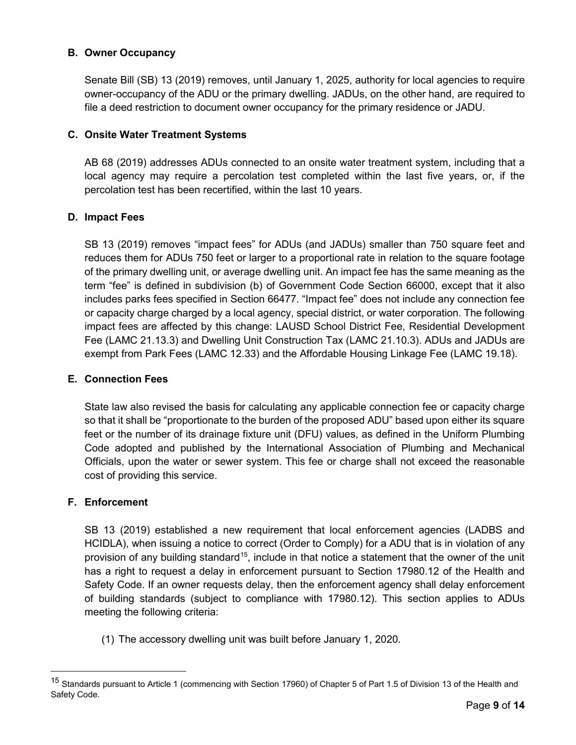### B. Owner Occupancy

Senate Bill (SB) 13 (2019) removes, until January 1, 2025, authority for local agencies to require owner-occupancy of the ADU or the primary dwelling. JADUs, on the other hand, are required to file a deed restriction to document owner occupancy for the primary residence or JADU.

### C. Onsite Water Treatment Systems

AB 68 (2019) addresses ADUs connected to an onsite water treatment system, including that a local agency may require a percolation test completed within the last five years, or, if the percolation test has been recertified, within the last 10 years.

### D. Impact Fees

SB 13 (2019) removes "impact fees" for ADUs (and JADUs) smaller than 750 square feet and reduces them for ADUs 750 feet or larger to a proportional rate in relation to the square footage of the primary dwelling unit, or average dwelling unit. An impact fee has the same meaning as the term "fee" is defined in subdivision (b) of Government Code Section 66000, except that it also includes parks fees specified in Section 66477. "Impact fee" does not include any connection fee or capacity charge charged by a local agency, special district, or water corporation. The following impact fees are affected by this change: LAUSD School District Fee, Residential Development Fee (LAMC 21.13.3) and Dwelling Unit Construction Tax (LAMC 21.10.3). ADUs and JADUs are exempt from Park Fees (LAMC 12.33) and the Affordable Housing Linkage Fee (LAMC 19.18).

### E. Connection Fees

State law also revised the basis for calculating any applicable connection fee or capacity charge so that it shall be "proportionate to the burden of the proposed ADU" based upon either its square feet or the number of its drainage fixture unit (DFU) values, as defined in the Uniform Plumbing Code adopted and published by the International Association of Plumbing and Mechanical Officials, upon the water or sewer system. This fee or charge shall not exceed the reasonable cost of providing this service.

### F. Enforcement

SB 13 (2019) established a new requirement that local enforcement agencies (LADBS and HCIDLA), when issuing a notice to correct (Order to Comply) for a ADU that is in violation of any provision of any building standard[15], include in that notice a statement that the owner of the unit has a right to request a delay in enforcement pursuant to Section 17980.12 of the Health and Safety Code. If an owner requests delay, then the enforcement agency shall delay enforcement of building standards (subject to compliance with 17980.12). This section applies to ADUs meeting the following criteria:

(1) The accessory dwelling unit was built before January 1, 2020.

---

[15] Standards pursuant to Article 1 (commencing with Section 17960) of Chapter 5 of Part 1.5 of Division 13 of the Health and Safety Code.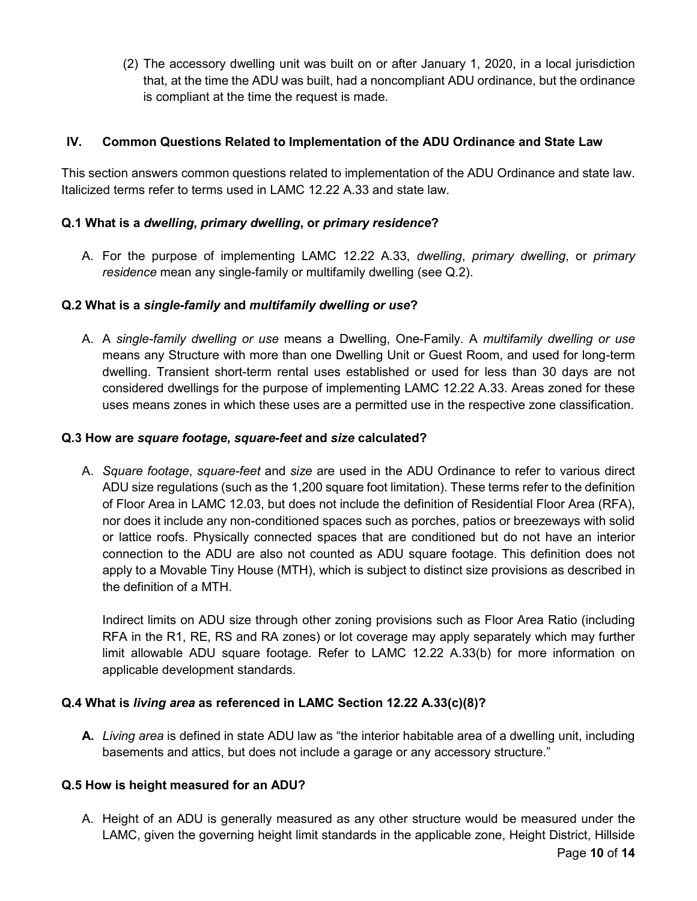(2) The accessory dwelling unit was built on or after January 1, 2020, in a local jurisdiction that, at the time the ADU was built, had a noncompliant ADU ordinance, but the ordinance is compliant at the time the request is made.

## IV. Common Questions Related to Implementation of the ADU Ordinance and State Law

This section answers common questions related to implementation of the ADU Ordinance and state law. Italicized terms refer to terms used in LAMC 12.22 A.33 and state law.

### Q.1 What is a *dwelling*, *primary dwelling*, or *primary residence*?

A. For the purpose of implementing LAMC 12.22 A.33, *dwelling*, *primary dwelling*, or *primary residence* mean any single-family or multifamily dwelling (see Q.2).

### Q.2 What is a *single-family* and *multifamily dwelling or use*?

A. A *single-family dwelling or use* means a Dwelling, One-Family. A *multifamily dwelling or use* means any Structure with more than one Dwelling Unit or Guest Room, and used for long-term dwelling. Transient short-term rental uses established or used for less than 30 days are not considered dwellings for the purpose of implementing LAMC 12.22 A.33. Areas zoned for these uses means zones in which these uses are a permitted use in the respective zone classification.

### Q.3 How are *square footage*, *square-feet* and *size* calculated?

A. *Square footage*, *square-feet* and *size* are used in the ADU Ordinance to refer to various direct ADU size regulations (such as the 1,200 square foot limitation). These terms refer to the definition of Floor Area in LAMC 12.03, but does not include the definition of Residential Floor Area (RFA), nor does it include any non-conditioned spaces such as porches, patios or breezeways with solid or lattice roofs. Physically connected spaces that are conditioned but do not have an interior connection to the ADU are also not counted as ADU square footage. This definition does not apply to a Movable Tiny House (MTH), which is subject to distinct size provisions as described in the definition of a MTH.

Indirect limits on ADU size through other zoning provisions such as Floor Area Ratio (including RFA in the R1, RE, RS and RA zones) or lot coverage may apply separately which may further limit allowable ADU square footage. Refer to LAMC 12.22 A.33(b) for more information on applicable development standards.

### Q.4 What is *living area* as referenced in LAMC Section 12.22 A.33(c)(8)?

**A.** *Living area* is defined in state ADU law as "the interior habitable area of a dwelling unit, including basements and attics, but does not include a garage or any accessory structure."

### Q.5 How is height measured for an ADU?

A. Height of an ADU is generally measured as any other structure would be measured under the LAMC, given the governing height limit standards in the applicable zone, Height District, Hillside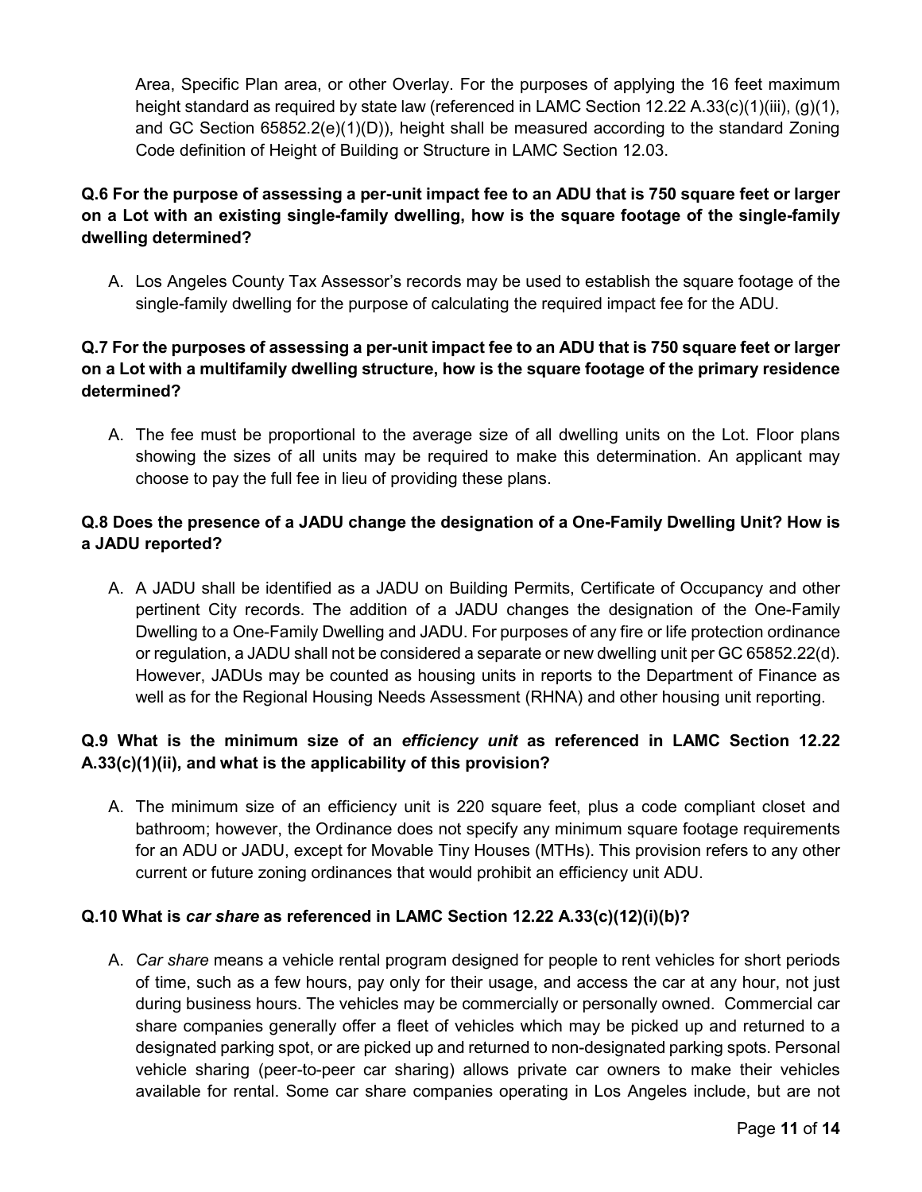Area, Specific Plan area, or other Overlay. For the purposes of applying the 16 feet maximum height standard as required by state law (referenced in LAMC Section 12.22 A.33(c)(1)(iii), (g)(1), and GC Section 65852.2(e)(1)(D)), height shall be measured according to the standard Zoning Code definition of Height of Building or Structure in LAMC Section 12.03.

**Q.6 For the purpose of assessing a per-unit impact fee to an ADU that is 750 square feet or larger on a Lot with an existing single-family dwelling, how is the square footage of the single-family dwelling determined?**

A. Los Angeles County Tax Assessor's records may be used to establish the square footage of the single-family dwelling for the purpose of calculating the required impact fee for the ADU.

**Q.7 For the purposes of assessing a per-unit impact fee to an ADU that is 750 square feet or larger on a Lot with a multifamily dwelling structure, how is the square footage of the primary residence determined?**

A. The fee must be proportional to the average size of all dwelling units on the Lot. Floor plans showing the sizes of all units may be required to make this determination. An applicant may choose to pay the full fee in lieu of providing these plans.

**Q.8 Does the presence of a JADU change the designation of a One-Family Dwelling Unit? How is a JADU reported?**

A. A JADU shall be identified as a JADU on Building Permits, Certificate of Occupancy and other pertinent City records. The addition of a JADU changes the designation of the One-Family Dwelling to a One-Family Dwelling and JADU. For purposes of any fire or life protection ordinance or regulation, a JADU shall not be considered a separate or new dwelling unit per GC 65852.22(d). However, JADUs may be counted as housing units in reports to the Department of Finance as well as for the Regional Housing Needs Assessment (RHNA) and other housing unit reporting.

**Q.9 What is the minimum size of an *efficiency unit* as referenced in LAMC Section 12.22 A.33(c)(1)(ii), and what is the applicability of this provision?**

A. The minimum size of an efficiency unit is 220 square feet, plus a code compliant closet and bathroom; however, the Ordinance does not specify any minimum square footage requirements for an ADU or JADU, except for Movable Tiny Houses (MTHs). This provision refers to any other current or future zoning ordinances that would prohibit an efficiency unit ADU.

**Q.10 What is *car share* as referenced in LAMC Section 12.22 A.33(c)(12)(i)(b)?**

A. *Car share* means a vehicle rental program designed for people to rent vehicles for short periods of time, such as a few hours, pay only for their usage, and access the car at any hour, not just during business hours. The vehicles may be commercially or personally owned. Commercial car share companies generally offer a fleet of vehicles which may be picked up and returned to a designated parking spot, or are picked up and returned to non-designated parking spots. Personal vehicle sharing (peer-to-peer car sharing) allows private car owners to make their vehicles available for rental. Some car share companies operating in Los Angeles include, but are not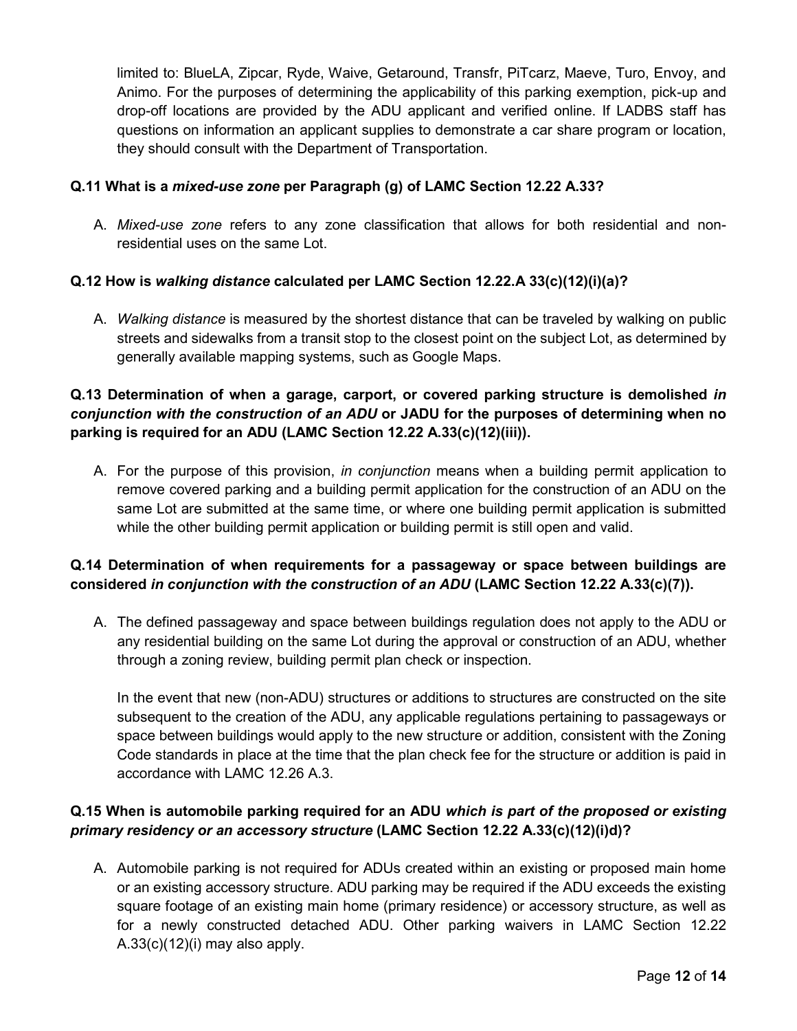limited to: BlueLA, Zipcar, Ryde, Waive, Getaround, Transfr, PiTcarz, Maeve, Turo, Envoy, and Animo. For the purposes of determining the applicability of this parking exemption, pick-up and drop-off locations are provided by the ADU applicant and verified online. If LADBS staff has questions on information an applicant supplies to demonstrate a car share program or location, they should consult with the Department of Transportation.

**Q.11 What is a *mixed-use zone* per Paragraph (g) of LAMC Section 12.22 A.33?**

A. *Mixed-use zone* refers to any zone classification that allows for both residential and non-residential uses on the same Lot.

**Q.12 How is *walking distance* calculated per LAMC Section 12.22.A 33(c)(12)(i)(a)?**

A. *Walking distance* is measured by the shortest distance that can be traveled by walking on public streets and sidewalks from a transit stop to the closest point on the subject Lot, as determined by generally available mapping systems, such as Google Maps.

**Q.13 Determination of when a garage, carport, or covered parking structure is demolished *in conjunction with the construction of an ADU* or JADU for the purposes of determining when no parking is required for an ADU (LAMC Section 12.22 A.33(c)(12)(iii)).**

A. For the purpose of this provision, *in conjunction* means when a building permit application to remove covered parking and a building permit application for the construction of an ADU on the same Lot are submitted at the same time, or where one building permit application is submitted while the other building permit application or building permit is still open and valid.

**Q.14 Determination of when requirements for a passageway or space between buildings are considered *in conjunction with the construction of an ADU* (LAMC Section 12.22 A.33(c)(7)).**

A. The defined passageway and space between buildings regulation does not apply to the ADU or any residential building on the same Lot during the approval or construction of an ADU, whether through a zoning review, building permit plan check or inspection.

   In the event that new (non-ADU) structures or additions to structures are constructed on the site subsequent to the creation of the ADU, any applicable regulations pertaining to passageways or space between buildings would apply to the new structure or addition, consistent with the Zoning Code standards in place at the time that the plan check fee for the structure or addition is paid in accordance with LAMC 12.26 A.3.

**Q.15 When is automobile parking required for an ADU *which is part of the proposed or existing primary residency or an accessory structure* (LAMC Section 12.22 A.33(c)(12)(i)d)?**

A. Automobile parking is not required for ADUs created within an existing or proposed main home or an existing accessory structure. ADU parking may be required if the ADU exceeds the existing square footage of an existing main home (primary residence) or accessory structure, as well as for a newly constructed detached ADU. Other parking waivers in LAMC Section 12.22 A.33(c)(12)(i) may also apply.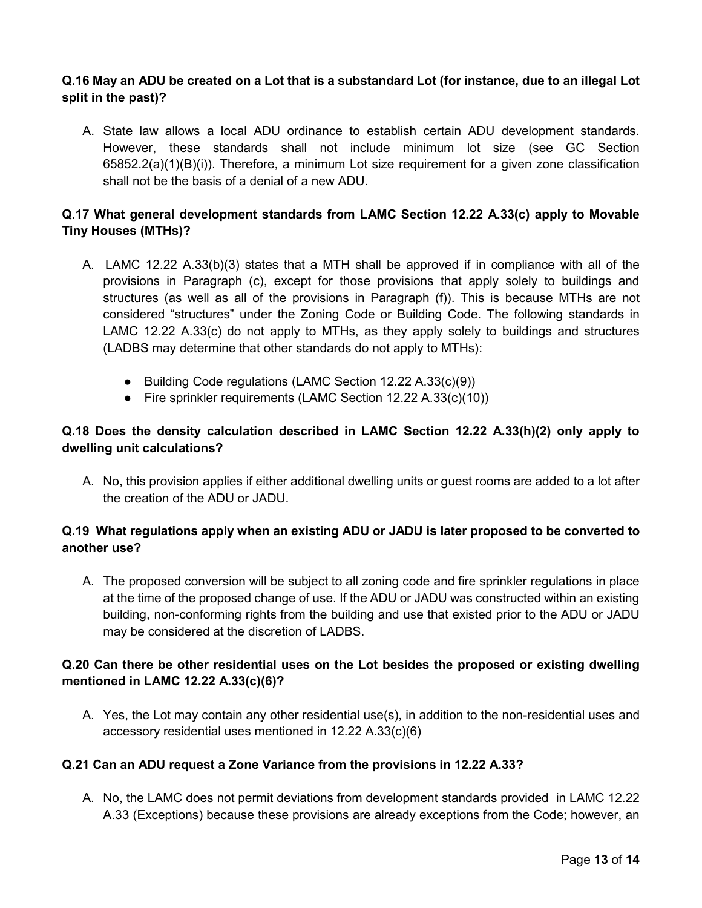**Q.16 May an ADU be created on a Lot that is a substandard Lot (for instance, due to an illegal Lot split in the past)?**

A. State law allows a local ADU ordinance to establish certain ADU development standards. However, these standards shall not include minimum lot size (see GC Section 65852.2(a)(1)(B)(i)). Therefore, a minimum Lot size requirement for a given zone classification shall not be the basis of a denial of a new ADU.

**Q.17 What general development standards from LAMC Section 12.22 A.33(c) apply to Movable Tiny Houses (MTHs)?**

A. LAMC 12.22 A.33(b)(3) states that a MTH shall be approved if in compliance with all of the provisions in Paragraph (c), except for those provisions that apply solely to buildings and structures (as well as all of the provisions in Paragraph (f)). This is because MTHs are not considered "structures" under the Zoning Code or Building Code. The following standards in LAMC 12.22 A.33(c) do not apply to MTHs, as they apply solely to buildings and structures (LADBS may determine that other standards do not apply to MTHs):

- Building Code regulations (LAMC Section 12.22 A.33(c)(9))
- Fire sprinkler requirements (LAMC Section 12.22 A.33(c)(10))

**Q.18 Does the density calculation described in LAMC Section 12.22 A.33(h)(2) only apply to dwelling unit calculations?**

A. No, this provision applies if either additional dwelling units or guest rooms are added to a lot after the creation of the ADU or JADU.

**Q.19 What regulations apply when an existing ADU or JADU is later proposed to be converted to another use?**

A. The proposed conversion will be subject to all zoning code and fire sprinkler regulations in place at the time of the proposed change of use. If the ADU or JADU was constructed within an existing building, non-conforming rights from the building and use that existed prior to the ADU or JADU may be considered at the discretion of LADBS.

**Q.20 Can there be other residential uses on the Lot besides the proposed or existing dwelling mentioned in LAMC 12.22 A.33(c)(6)?**

A. Yes, the Lot may contain any other residential use(s), in addition to the non-residential uses and accessory residential uses mentioned in 12.22 A.33(c)(6)

**Q.21 Can an ADU request a Zone Variance from the provisions in 12.22 A.33?**

A. No, the LAMC does not permit deviations from development standards provided in LAMC 12.22 A.33 (Exceptions) because these provisions are already exceptions from the Code; however, an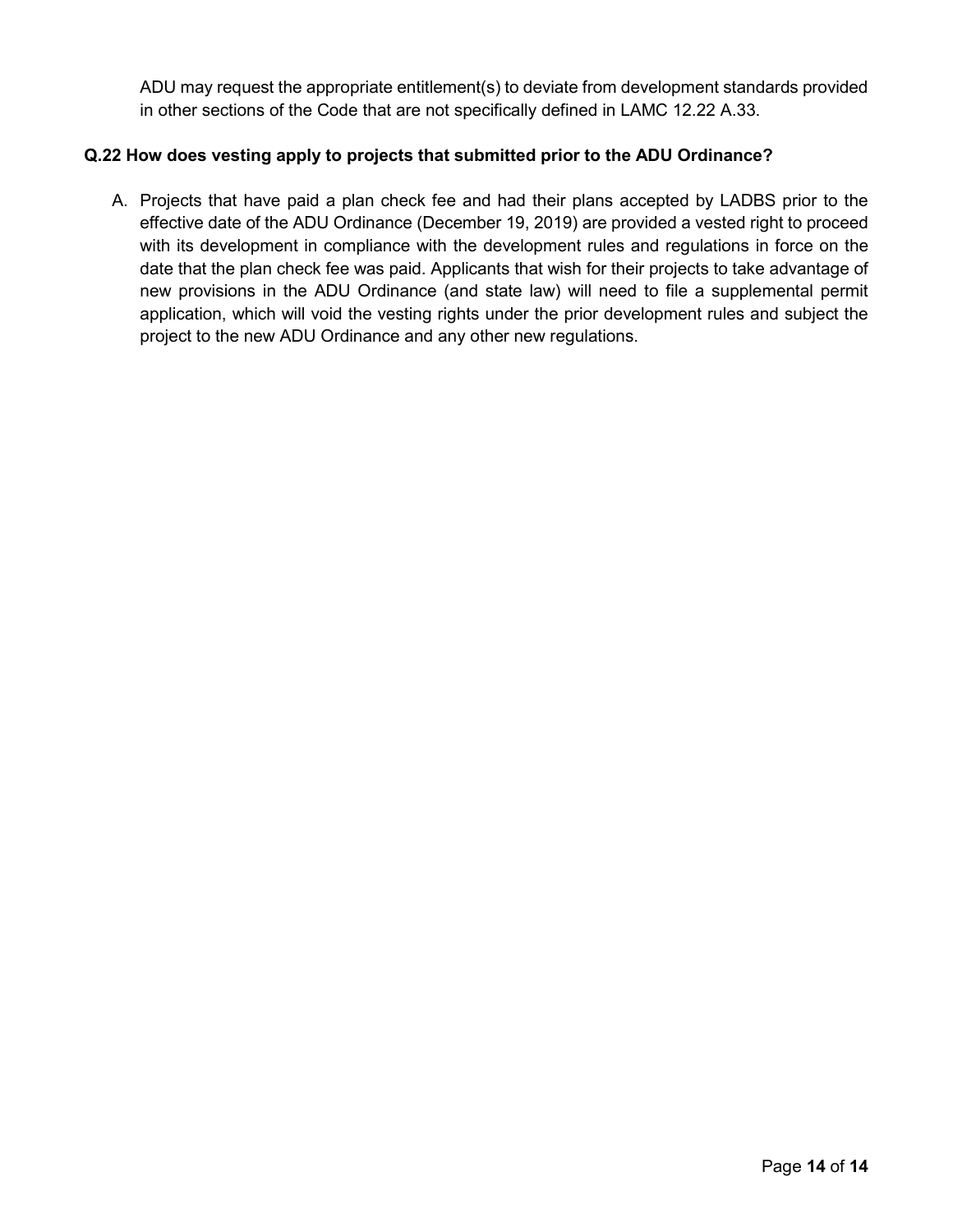ADU may request the appropriate entitlement(s) to deviate from development standards provided in other sections of the Code that are not specifically defined in LAMC 12.22 A.33.

**Q.22 How does vesting apply to projects that submitted prior to the ADU Ordinance?**

A. Projects that have paid a plan check fee and had their plans accepted by LADBS prior to the effective date of the ADU Ordinance (December 19, 2019) are provided a vested right to proceed with its development in compliance with the development rules and regulations in force on the date that the plan check fee was paid. Applicants that wish for their projects to take advantage of new provisions in the ADU Ordinance (and state law) will need to file a supplemental permit application, which will void the vesting rights under the prior development rules and subject the project to the new ADU Ordinance and any other new regulations.